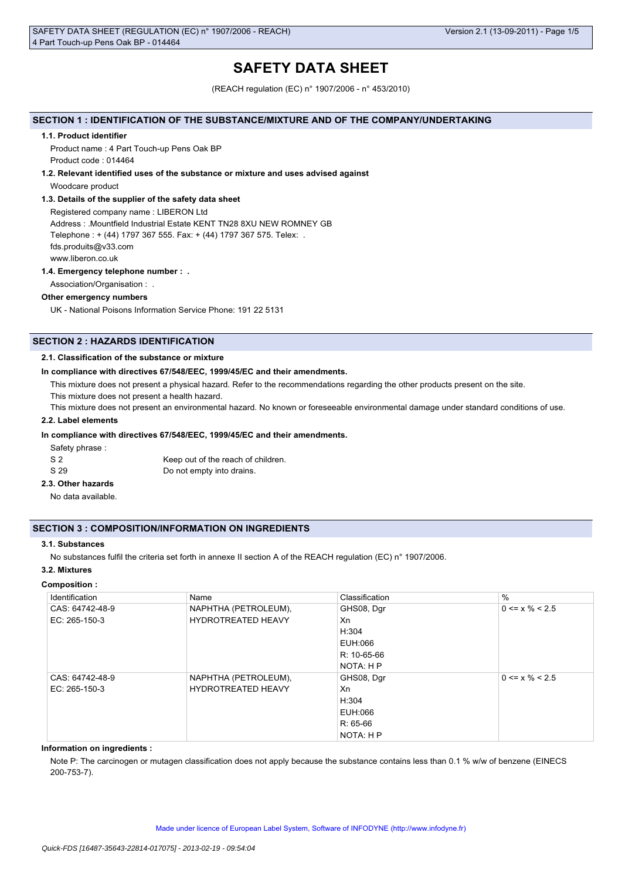# SAFETY DATA SHEET

(REACH regulation (EC) n° 1907/2006 - n° 453/2010)

## SECTION 1 : IDENTIFICATION OF THE SUBSTANCE/MIXTURE AND OF THE COMPANY/UNDERTAKING

### 1.1. Product identifier

Product name : 4 Part Touch-up Pens Oak BP

Product code : 014464

### 1.2. Relevant identified uses of the substance or mixture and uses advised against

Woodcare product

### 1.3. Details of the supplier of the safety data sheet

Registered company name : LIBERON Ltd

Address : .Mountfield Industrial Estate KENT TN28 8XU NEW ROMNEY GB

Telephone : + (44) 1797 367 555. Fax: + (44) 1797 367 575. Telex: .

fds.produits@v33.com

www.liberon.co.uk

### 1.4. Emergency telephone number : .

Association/Organisation : .

**Other emergency numbers**

UK - National Poisons Information Service Phone: 191 22 5131

## SECTION 2 : HAZARDS IDENTIFICATION

### 2.1. Classification of the substance or mixture

**In compliance with directives 67/548/EEC, 1999/45/EC and their amendments.**

This mixture does not present a physical hazard. Refer to the recommendations regarding the other products present on the site.

This mixture does not present a health hazard.

This mixture does not present an environmental hazard. No known or foreseeable environmental damage under standard conditions of use.

### 2.2. Label elements

**In compliance with directives 67/548/EEC, 1999/45/EC and their amendments.**

Safety phrase :

| | |
|---|---|
| S 2 | Keep out of the reach of children. |
| S 29 | Do not empty into drains. |

### 2.3. Other hazards

No data available.

## SECTION 3 : COMPOSITION/INFORMATION ON INGREDIENTS

### 3.1. Substances

No substances fulfil the criteria set forth in annexe II section A of the REACH regulation (EC) n° 1907/2006.

### 3.2. Mixtures

**Composition :**

| Identification | Name | Classification | % |
|---|---|---|---|
| CAS: 64742-48-9<br>EC: 265-150-3 | NAPHTHA (PETROLEUM), HYDROTREATED HEAVY | GHS08, Dgr<br>Xn<br>H:304<br>EUH:066<br>R: 10-65-66<br>NOTA: H P | 0 <= x % < 2.5 |
| CAS: 64742-48-9<br>EC: 265-150-3 | NAPHTHA (PETROLEUM), HYDROTREATED HEAVY | GHS08, Dgr<br>Xn<br>H:304<br>EUH:066<br>R: 65-66<br>NOTA: H P | 0 <= x % < 2.5 |

**Information on ingredients :**

Note P: The carcinogen or mutagen classification does not apply because the substance contains less than 0.1 % w/w of benzene (EINECS 200-753-7).

Made under licence of European Label System, Software of INFODYNE (http://www.infodyne.fr)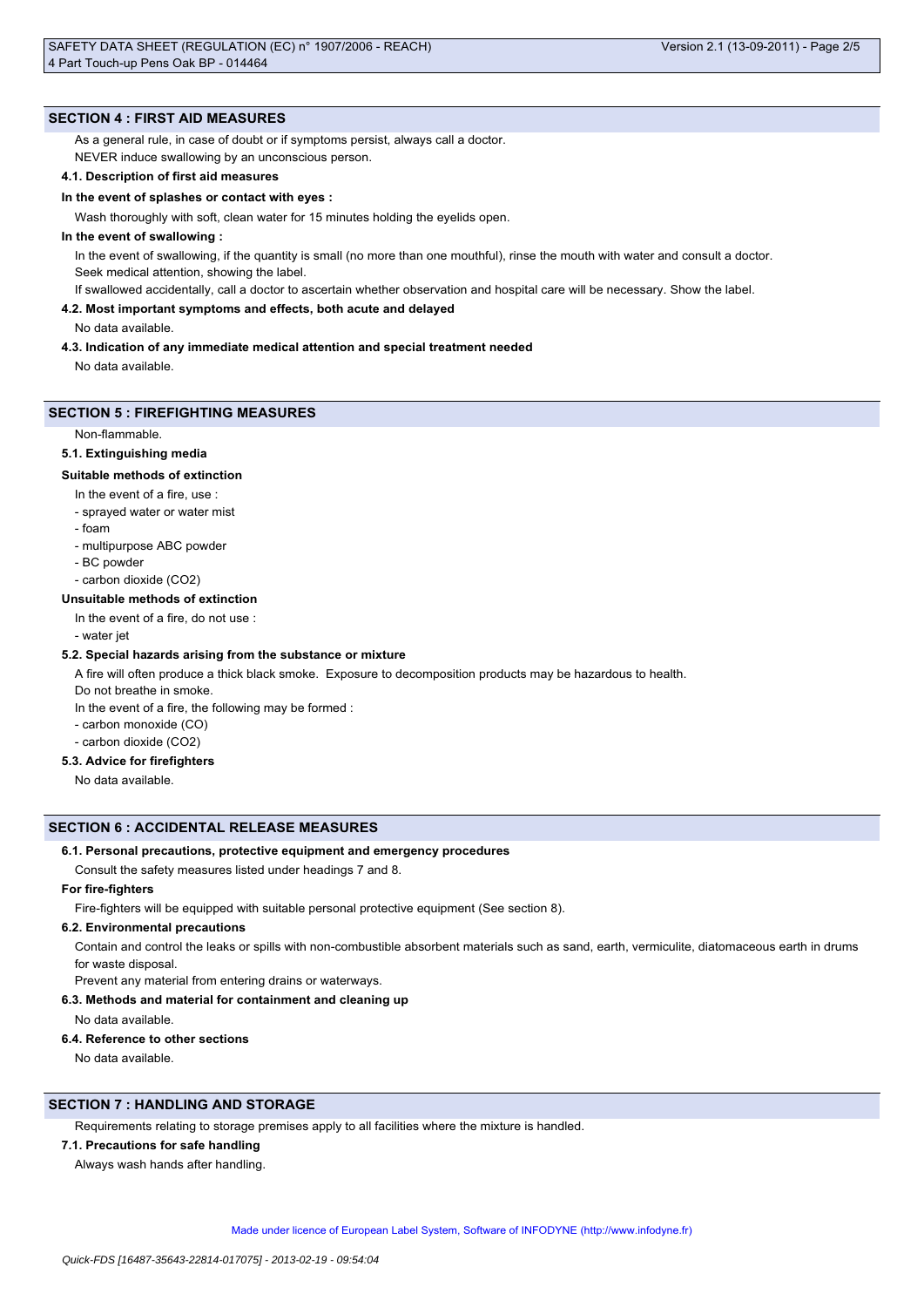## SECTION 4 : FIRST AID MEASURES

As a general rule, in case of doubt or if symptoms persist, always call a doctor.
NEVER induce swallowing by an unconscious person.

### 4.1. Description of first aid measures

**In the event of splashes or contact with eyes :**

Wash thoroughly with soft, clean water for 15 minutes holding the eyelids open.

**In the event of swallowing :**

In the event of swallowing, if the quantity is small (no more than one mouthful), rinse the mouth with water and consult a doctor.
Seek medical attention, showing the label.
If swallowed accidentally, call a doctor to ascertain whether observation and hospital care will be necessary. Show the label.

### 4.2. Most important symptoms and effects, both acute and delayed

No data available.

### 4.3. Indication of any immediate medical attention and special treatment needed

No data available.

## SECTION 5 : FIREFIGHTING MEASURES

Non-flammable.

### 5.1. Extinguishing media

**Suitable methods of extinction**

In the event of a fire, use :
- sprayed water or water mist
- foam
- multipurpose ABC powder
- BC powder
- carbon dioxide ($CO_2$)

**Unsuitable methods of extinction**

In the event of a fire, do not use :
- water jet

### 5.2. Special hazards arising from the substance or mixture

A fire will often produce a thick black smoke. Exposure to decomposition products may be hazardous to health.
Do not breathe in smoke.
In the event of a fire, the following may be formed :
- carbon monoxide (CO)
- carbon dioxide ($CO_2$)

### 5.3. Advice for firefighters

No data available.

## SECTION 6 : ACCIDENTAL RELEASE MEASURES

### 6.1. Personal precautions, protective equipment and emergency procedures

Consult the safety measures listed under headings 7 and 8.

**For fire-fighters**

Fire-fighters will be equipped with suitable personal protective equipment (See section 8).

### 6.2. Environmental precautions

Contain and control the leaks or spills with non-combustible absorbent materials such as sand, earth, vermiculite, diatomaceous earth in drums for waste disposal.
Prevent any material from entering drains or waterways.

### 6.3. Methods and material for containment and cleaning up

No data available.

### 6.4. Reference to other sections

No data available.

## SECTION 7 : HANDLING AND STORAGE

Requirements relating to storage premises apply to all facilities where the mixture is handled.

### 7.1. Precautions for safe handling

Always wash hands after handling.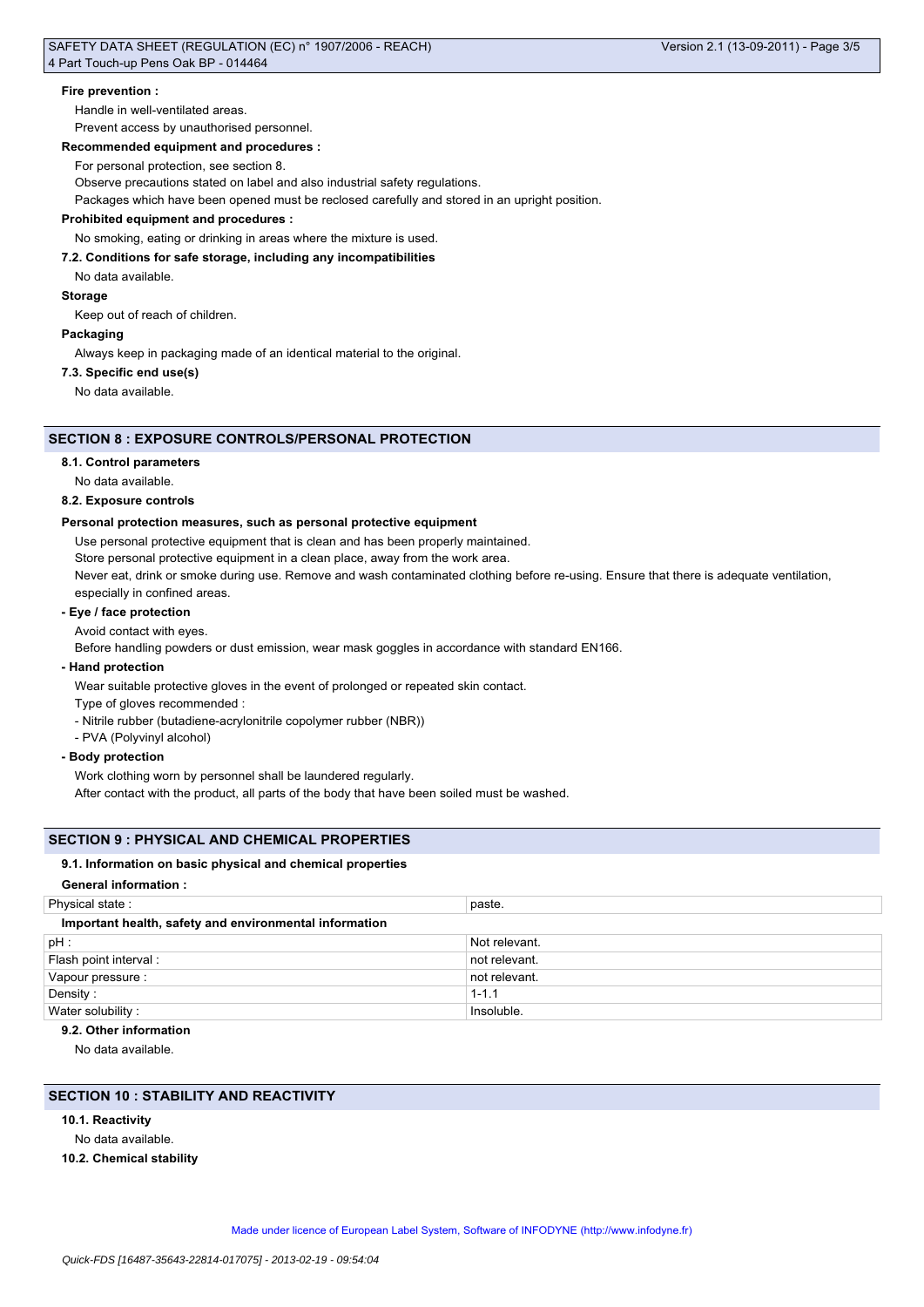**Fire prevention :**

Handle in well-ventilated areas.

Prevent access by unauthorised personnel.

**Recommended equipment and procedures :**

For personal protection, see section 8.

Observe precautions stated on label and also industrial safety regulations.

Packages which have been opened must be reclosed carefully and stored in an upright position.

**Prohibited equipment and procedures :**

No smoking, eating or drinking in areas where the mixture is used.

**7.2. Conditions for safe storage, including any incompatibilities**

No data available.

**Storage**

Keep out of reach of children.

**Packaging**

Always keep in packaging made of an identical material to the original.

**7.3. Specific end use(s)**

No data available.

## SECTION 8 : EXPOSURE CONTROLS/PERSONAL PROTECTION

**8.1. Control parameters**

No data available.

**8.2. Exposure controls**

**Personal protection measures, such as personal protective equipment**

Use personal protective equipment that is clean and has been properly maintained.

Store personal protective equipment in a clean place, away from the work area.

Never eat, drink or smoke during use. Remove and wash contaminated clothing before re-using. Ensure that there is adequate ventilation, especially in confined areas.

**- Eye / face protection**

Avoid contact with eyes.

Before handling powders or dust emission, wear mask goggles in accordance with standard EN166.

**- Hand protection**

Wear suitable protective gloves in the event of prolonged or repeated skin contact.

Type of gloves recommended :

- Nitrile rubber (butadiene-acrylonitrile copolymer rubber (NBR))
- PVA (Polyvinyl alcohol)

**- Body protection**

Work clothing worn by personnel shall be laundered regularly.

After contact with the product, all parts of the body that have been soiled must be washed.

## SECTION 9 : PHYSICAL AND CHEMICAL PROPERTIES

**9.1. Information on basic physical and chemical properties**

**General information :**

| Physical state : | paste. |
|---|---|
| **Important health, safety and environmental information** | |
| pH : | Not relevant. |
| Flash point interval : | not relevant. |
| Vapour pressure : | not relevant. |
| Density : | 1-1.1 |
| Water solubility : | Insoluble. |

**9.2. Other information**

No data available.

## SECTION 10 : STABILITY AND REACTIVITY

**10.1. Reactivity**

No data available.

**10.2. Chemical stability**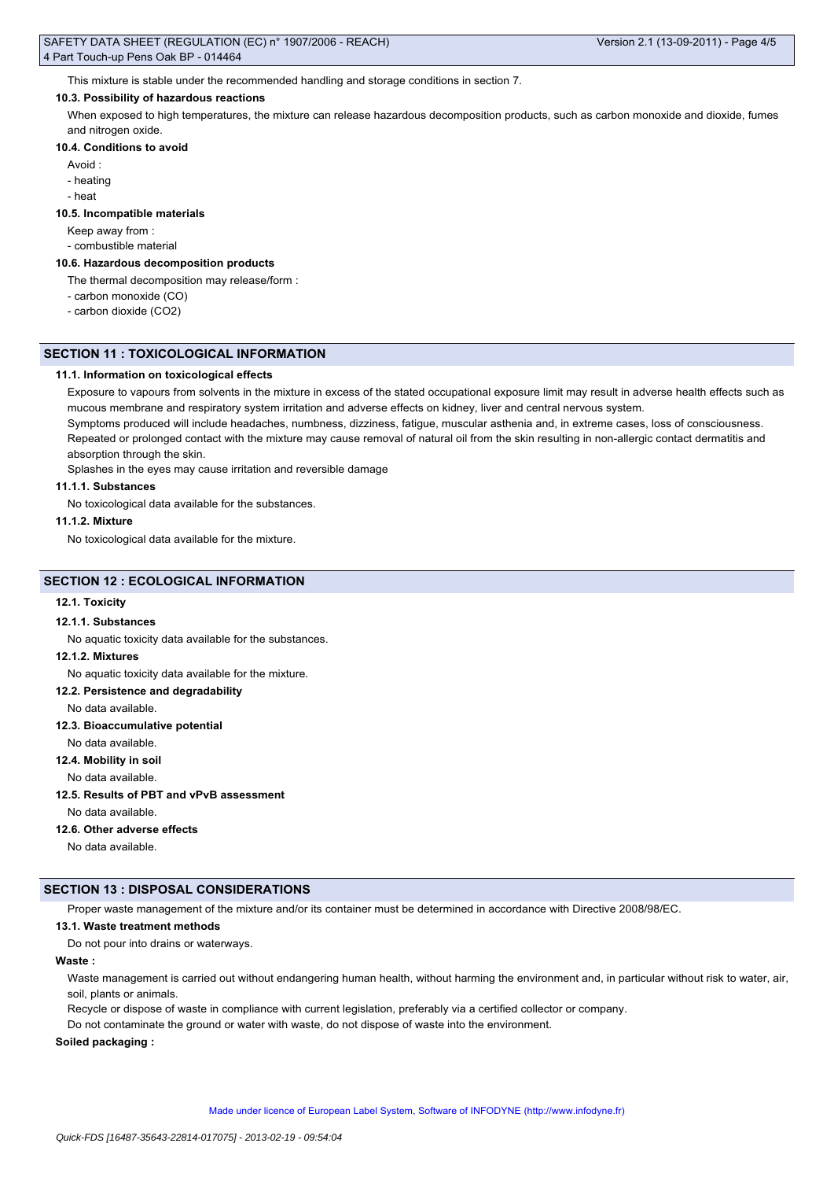This mixture is stable under the recommended handling and storage conditions in section 7.

### 10.3. Possibility of hazardous reactions

When exposed to high temperatures, the mixture can release hazardous decomposition products, such as carbon monoxide and dioxide, fumes and nitrogen oxide.

### 10.4. Conditions to avoid

Avoid :

- heating
- heat

### 10.5. Incompatible materials

Keep away from :

- combustible material

### 10.6. Hazardous decomposition products

The thermal decomposition may release/form :

- carbon monoxide (CO)
- carbon dioxide ($CO_2$)

## SECTION 11 : TOXICOLOGICAL INFORMATION

### 11.1. Information on toxicological effects

Exposure to vapours from solvents in the mixture in excess of the stated occupational exposure limit may result in adverse health effects such as mucous membrane and respiratory system irritation and adverse effects on kidney, liver and central nervous system.

Symptoms produced will include headaches, numbness, dizziness, fatigue, muscular asthenia and, in extreme cases, loss of consciousness.

Repeated or prolonged contact with the mixture may cause removal of natural oil from the skin resulting in non-allergic contact dermatitis and absorption through the skin.

Splashes in the eyes may cause irritation and reversible damage

#### 11.1.1. Substances

No toxicological data available for the substances.

#### 11.1.2. Mixture

No toxicological data available for the mixture.

## SECTION 12 : ECOLOGICAL INFORMATION

### 12.1. Toxicity

#### 12.1.1. Substances

No aquatic toxicity data available for the substances.

#### 12.1.2. Mixtures

No aquatic toxicity data available for the mixture.

### 12.2. Persistence and degradability

No data available.

### 12.3. Bioaccumulative potential

No data available.

### 12.4. Mobility in soil

No data available.

### 12.5. Results of PBT and vPvB assessment

No data available.

### 12.6. Other adverse effects

No data available.

## SECTION 13 : DISPOSAL CONSIDERATIONS

Proper waste management of the mixture and/or its container must be determined in accordance with Directive 2008/98/EC.

### 13.1. Waste treatment methods

Do not pour into drains or waterways.

**Waste :**

Waste management is carried out without endangering human health, without harming the environment and, in particular without risk to water, air, soil, plants or animals.

Recycle or dispose of waste in compliance with current legislation, preferably via a certified collector or company.

Do not contaminate the ground or water with waste, do not dispose of waste into the environment.

**Soiled packaging :**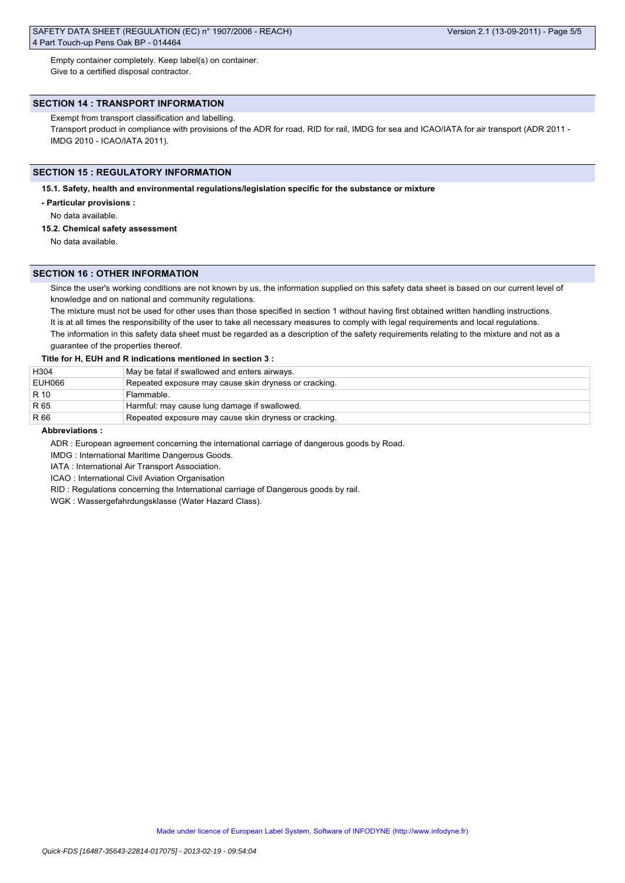Empty container completely. Keep label(s) on container.
Give to a certified disposal contractor.

## SECTION 14 : TRANSPORT INFORMATION

Exempt from transport classification and labelling.
Transport product in compliance with provisions of the ADR for road, RID for rail, IMDG for sea and ICAO/IATA for air transport (ADR 2011 - IMDG 2010 - ICAO/IATA 2011).

## SECTION 15 : REGULATORY INFORMATION

**15.1. Safety, health and environmental regulations/legislation specific for the substance or mixture**

**- Particular provisions :**

No data available.

**15.2. Chemical safety assessment**

No data available.

## SECTION 16 : OTHER INFORMATION

Since the user's working conditions are not known by us, the information supplied on this safety data sheet is based on our current level of knowledge and on national and community regulations.
The mixture must not be used for other uses than those specified in section 1 without having first obtained written handling instructions.
It is at all times the responsibility of the user to take all necessary measures to comply with legal requirements and local regulations.
The information in this safety data sheet must be regarded as a description of the safety requirements relating to the mixture and not as a guarantee of the properties thereof.

**Title for H, EUH and R indications mentioned in section 3 :**

| | |
|---|---|
| H304 | May be fatal if swallowed and enters airways. |
| EUH066 | Repeated exposure may cause skin dryness or cracking. |
| R 10 | Flammable. |
| R 65 | Harmful: may cause lung damage if swallowed. |
| R 66 | Repeated exposure may cause skin dryness or cracking. |

**Abbreviations :**

ADR : European agreement concerning the international carriage of dangerous goods by Road.
IMDG : International Maritime Dangerous Goods.
IATA : International Air Transport Association.
ICAO : International Civil Aviation Organisation
RID : Regulations concerning the International carriage of Dangerous goods by rail.
WGK : Wassergefahrdungsklasse (Water Hazard Class).

Made under licence of European Label System, Software of INFODYNE (http://www.infodyne.fr)

*Quick-FDS [16487-35643-22814-017075] - 2013-02-19 - 09:54:04*